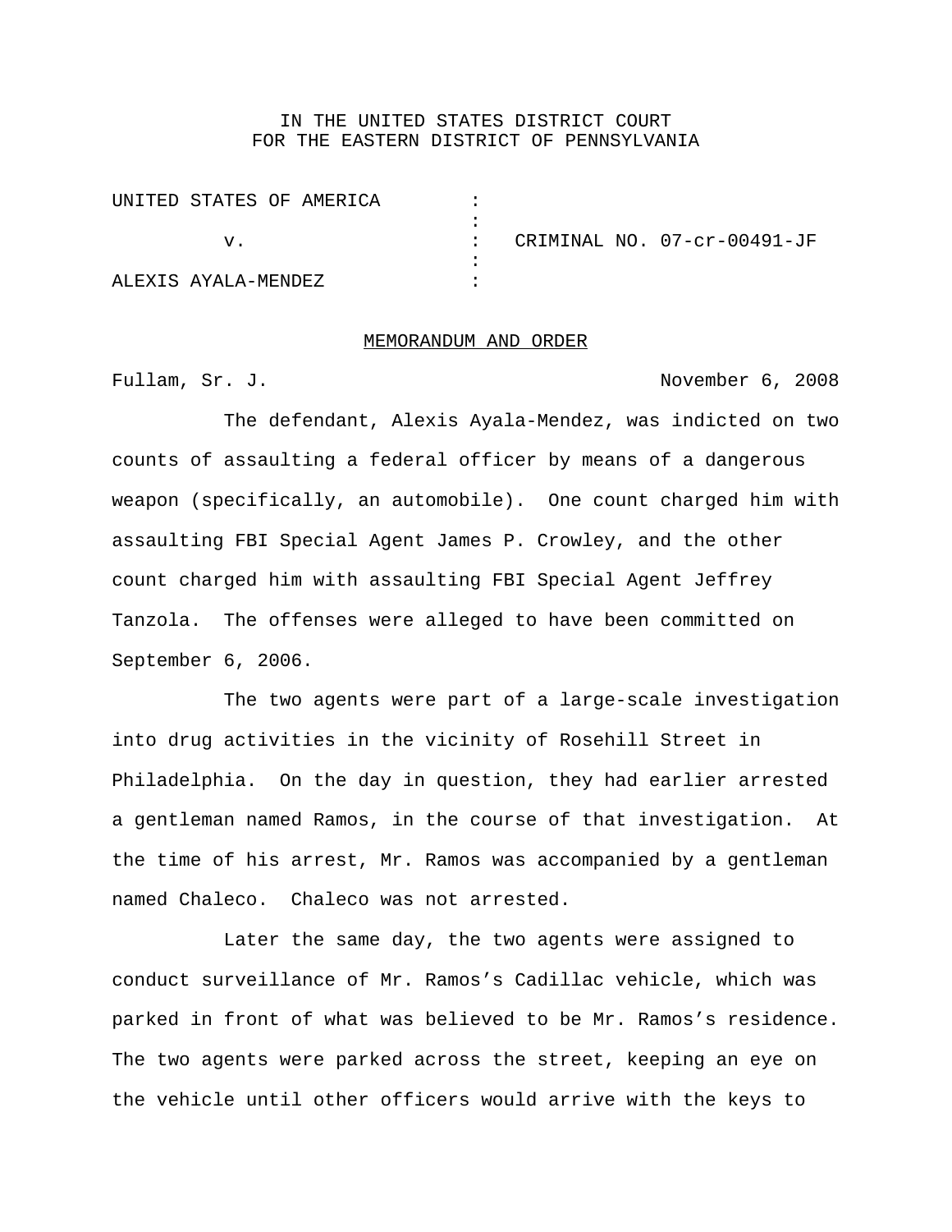IN THE UNITED STATES DISTRICT COURT
FOR THE EASTERN DISTRICT OF PENNSYLVANIA

| | | |
|---|---|---|
| UNITED STATES OF AMERICA | : | |
| | : | |
| v. | : | CRIMINAL NO. 07-cr-00491-JF |
| | : | |
| ALEXIS AYALA-MENDEZ | : | |

## MEMORANDUM AND ORDER

Fullam, Sr. J. November 6, 2008

The defendant, Alexis Ayala-Mendez, was indicted on two counts of assaulting a federal officer by means of a dangerous weapon (specifically, an automobile). One count charged him with assaulting FBI Special Agent James P. Crowley, and the other count charged him with assaulting FBI Special Agent Jeffrey Tanzola. The offenses were alleged to have been committed on September 6, 2006.

The two agents were part of a large-scale investigation into drug activities in the vicinity of Rosehill Street in Philadelphia. On the day in question, they had earlier arrested a gentleman named Ramos, in the course of that investigation. At the time of his arrest, Mr. Ramos was accompanied by a gentleman named Chaleco. Chaleco was not arrested.

Later the same day, the two agents were assigned to conduct surveillance of Mr. Ramos's Cadillac vehicle, which was parked in front of what was believed to be Mr. Ramos's residence. The two agents were parked across the street, keeping an eye on the vehicle until other officers would arrive with the keys to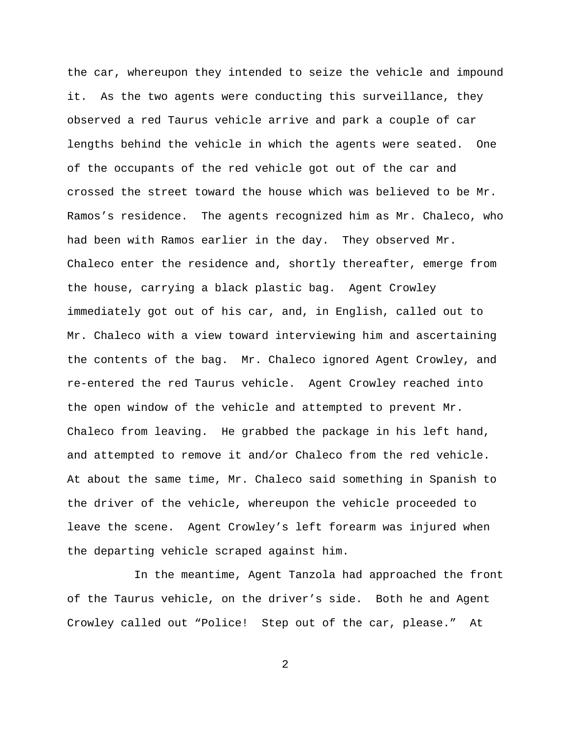the car, whereupon they intended to seize the vehicle and impound it. As the two agents were conducting this surveillance, they observed a red Taurus vehicle arrive and park a couple of car lengths behind the vehicle in which the agents were seated. One of the occupants of the red vehicle got out of the car and crossed the street toward the house which was believed to be Mr. Ramos's residence. The agents recognized him as Mr. Chaleco, who had been with Ramos earlier in the day. They observed Mr. Chaleco enter the residence and, shortly thereafter, emerge from the house, carrying a black plastic bag. Agent Crowley immediately got out of his car, and, in English, called out to Mr. Chaleco with a view toward interviewing him and ascertaining the contents of the bag. Mr. Chaleco ignored Agent Crowley, and re-entered the red Taurus vehicle. Agent Crowley reached into the open window of the vehicle and attempted to prevent Mr. Chaleco from leaving. He grabbed the package in his left hand, and attempted to remove it and/or Chaleco from the red vehicle. At about the same time, Mr. Chaleco said something in Spanish to the driver of the vehicle, whereupon the vehicle proceeded to leave the scene. Agent Crowley's left forearm was injured when the departing vehicle scraped against him.

In the meantime, Agent Tanzola had approached the front of the Taurus vehicle, on the driver's side. Both he and Agent Crowley called out "Police! Step out of the car, please." At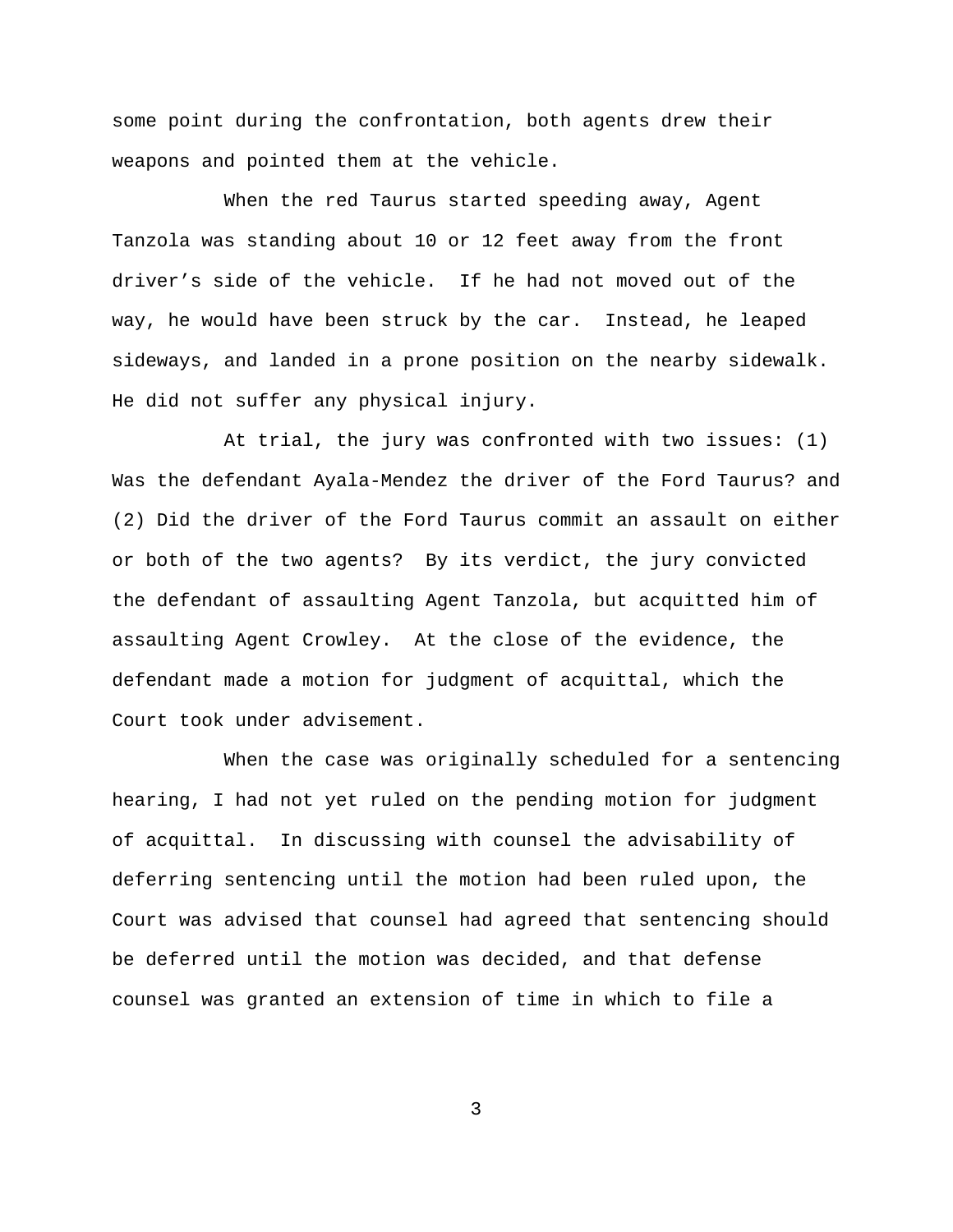some point during the confrontation, both agents drew their weapons and pointed them at the vehicle.

When the red Taurus started speeding away, Agent Tanzola was standing about 10 or 12 feet away from the front driver's side of the vehicle. If he had not moved out of the way, he would have been struck by the car. Instead, he leaped sideways, and landed in a prone position on the nearby sidewalk. He did not suffer any physical injury.

At trial, the jury was confronted with two issues: (1) Was the defendant Ayala-Mendez the driver of the Ford Taurus? and (2) Did the driver of the Ford Taurus commit an assault on either or both of the two agents? By its verdict, the jury convicted the defendant of assaulting Agent Tanzola, but acquitted him of assaulting Agent Crowley. At the close of the evidence, the defendant made a motion for judgment of acquittal, which the Court took under advisement.

When the case was originally scheduled for a sentencing hearing, I had not yet ruled on the pending motion for judgment of acquittal. In discussing with counsel the advisability of deferring sentencing until the motion had been ruled upon, the Court was advised that counsel had agreed that sentencing should be deferred until the motion was decided, and that defense counsel was granted an extension of time in which to file a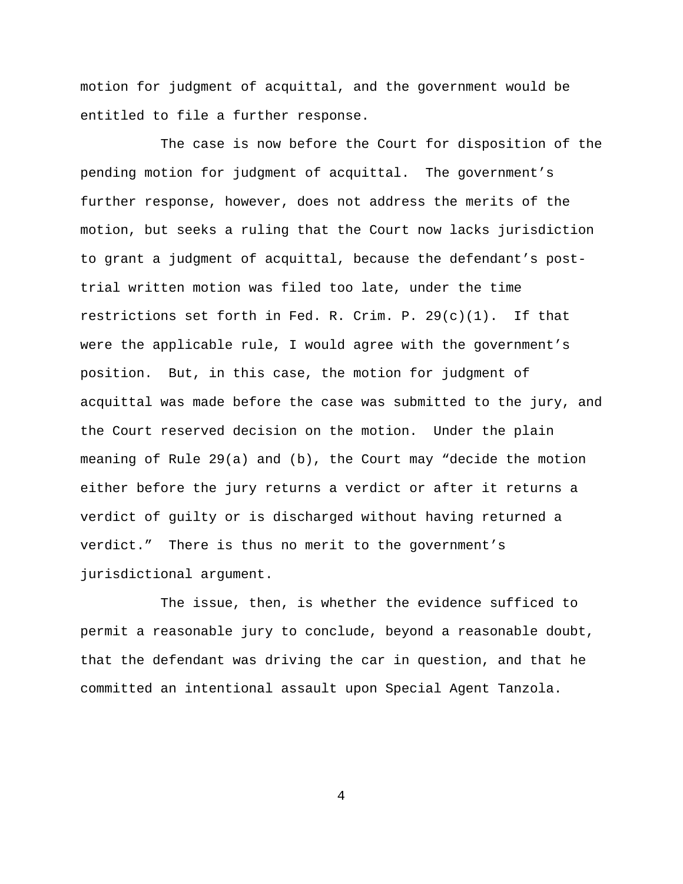motion for judgment of acquittal, and the government would be entitled to file a further response.

The case is now before the Court for disposition of the pending motion for judgment of acquittal. The government's further response, however, does not address the merits of the motion, but seeks a ruling that the Court now lacks jurisdiction to grant a judgment of acquittal, because the defendant's post-trial written motion was filed too late, under the time restrictions set forth in Fed. R. Crim. P. 29(c)(1). If that were the applicable rule, I would agree with the government's position. But, in this case, the motion for judgment of acquittal was made before the case was submitted to the jury, and the Court reserved decision on the motion. Under the plain meaning of Rule 29(a) and (b), the Court may "decide the motion either before the jury returns a verdict or after it returns a verdict of guilty or is discharged without having returned a verdict." There is thus no merit to the government's jurisdictional argument.

The issue, then, is whether the evidence sufficed to permit a reasonable jury to conclude, beyond a reasonable doubt, that the defendant was driving the car in question, and that he committed an intentional assault upon Special Agent Tanzola.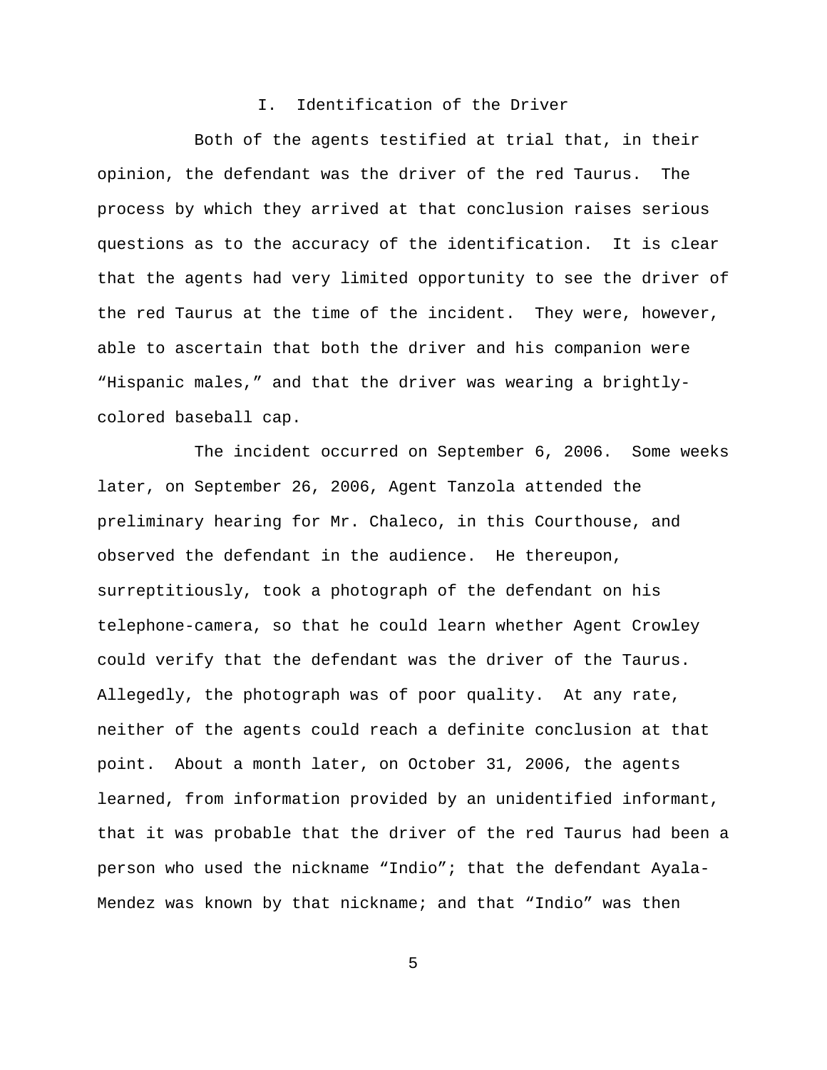## I. Identification of the Driver

Both of the agents testified at trial that, in their opinion, the defendant was the driver of the red Taurus. The process by which they arrived at that conclusion raises serious questions as to the accuracy of the identification. It is clear that the agents had very limited opportunity to see the driver of the red Taurus at the time of the incident. They were, however, able to ascertain that both the driver and his companion were "Hispanic males," and that the driver was wearing a brightly-colored baseball cap.

The incident occurred on September 6, 2006. Some weeks later, on September 26, 2006, Agent Tanzola attended the preliminary hearing for Mr. Chaleco, in this Courthouse, and observed the defendant in the audience. He thereupon, surreptitiously, took a photograph of the defendant on his telephone-camera, so that he could learn whether Agent Crowley could verify that the defendant was the driver of the Taurus. Allegedly, the photograph was of poor quality. At any rate, neither of the agents could reach a definite conclusion at that point. About a month later, on October 31, 2006, the agents learned, from information provided by an unidentified informant, that it was probable that the driver of the red Taurus had been a person who used the nickname "Indio"; that the defendant Ayala-Mendez was known by that nickname; and that "Indio" was then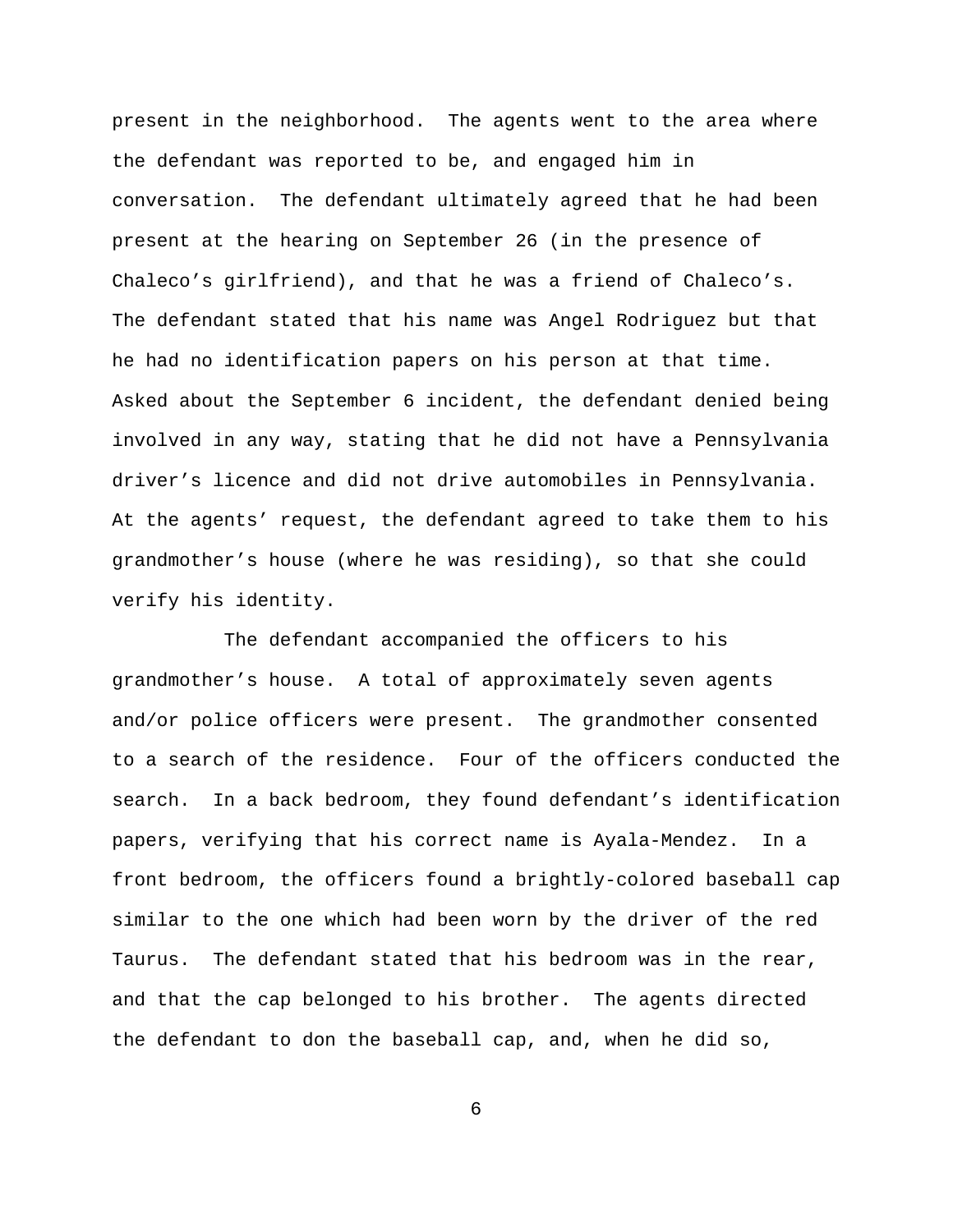present in the neighborhood. The agents went to the area where the defendant was reported to be, and engaged him in conversation. The defendant ultimately agreed that he had been present at the hearing on September 26 (in the presence of Chaleco's girlfriend), and that he was a friend of Chaleco's. The defendant stated that his name was Angel Rodriguez but that he had no identification papers on his person at that time. Asked about the September 6 incident, the defendant denied being involved in any way, stating that he did not have a Pennsylvania driver's licence and did not drive automobiles in Pennsylvania. At the agents' request, the defendant agreed to take them to his grandmother's house (where he was residing), so that she could verify his identity.

The defendant accompanied the officers to his grandmother's house. A total of approximately seven agents and/or police officers were present. The grandmother consented to a search of the residence. Four of the officers conducted the search. In a back bedroom, they found defendant's identification papers, verifying that his correct name is Ayala-Mendez. In a front bedroom, the officers found a brightly-colored baseball cap similar to the one which had been worn by the driver of the red Taurus. The defendant stated that his bedroom was in the rear, and that the cap belonged to his brother. The agents directed the defendant to don the baseball cap, and, when he did so,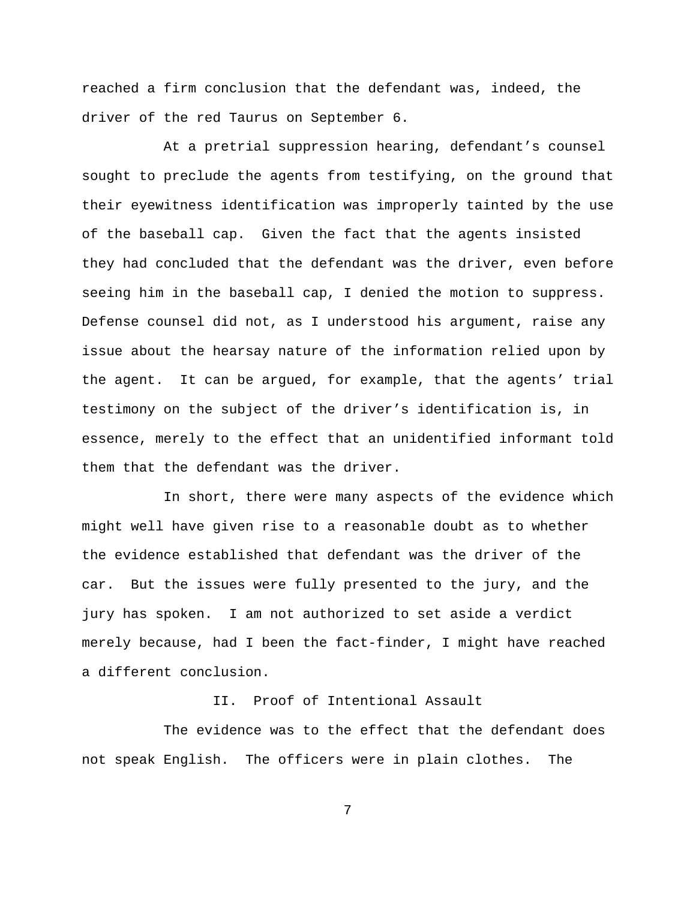reached a firm conclusion that the defendant was, indeed, the driver of the red Taurus on September 6.

At a pretrial suppression hearing, defendant's counsel sought to preclude the agents from testifying, on the ground that their eyewitness identification was improperly tainted by the use of the baseball cap. Given the fact that the agents insisted they had concluded that the defendant was the driver, even before seeing him in the baseball cap, I denied the motion to suppress. Defense counsel did not, as I understood his argument, raise any issue about the hearsay nature of the information relied upon by the agent. It can be argued, for example, that the agents' trial testimony on the subject of the driver's identification is, in essence, merely to the effect that an unidentified informant told them that the defendant was the driver.

In short, there were many aspects of the evidence which might well have given rise to a reasonable doubt as to whether the evidence established that defendant was the driver of the car. But the issues were fully presented to the jury, and the jury has spoken. I am not authorized to set aside a verdict merely because, had I been the fact-finder, I might have reached a different conclusion.

## II. Proof of Intentional Assault

The evidence was to the effect that the defendant does not speak English. The officers were in plain clothes. The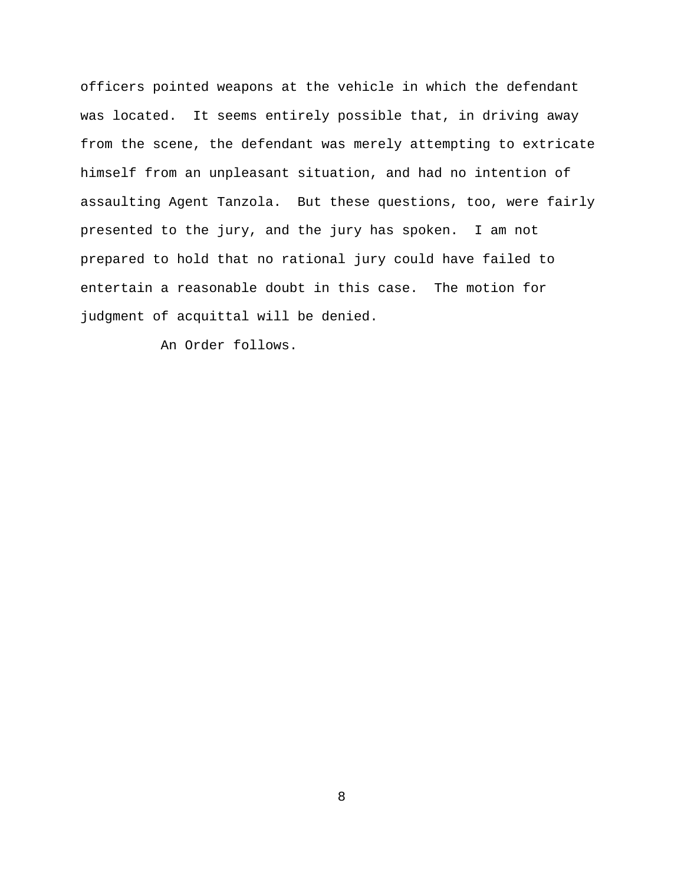officers pointed weapons at the vehicle in which the defendant was located. It seems entirely possible that, in driving away from the scene, the defendant was merely attempting to extricate himself from an unpleasant situation, and had no intention of assaulting Agent Tanzola. But these questions, too, were fairly presented to the jury, and the jury has spoken. I am not prepared to hold that no rational jury could have failed to entertain a reasonable doubt in this case. The motion for judgment of acquittal will be denied.

An Order follows.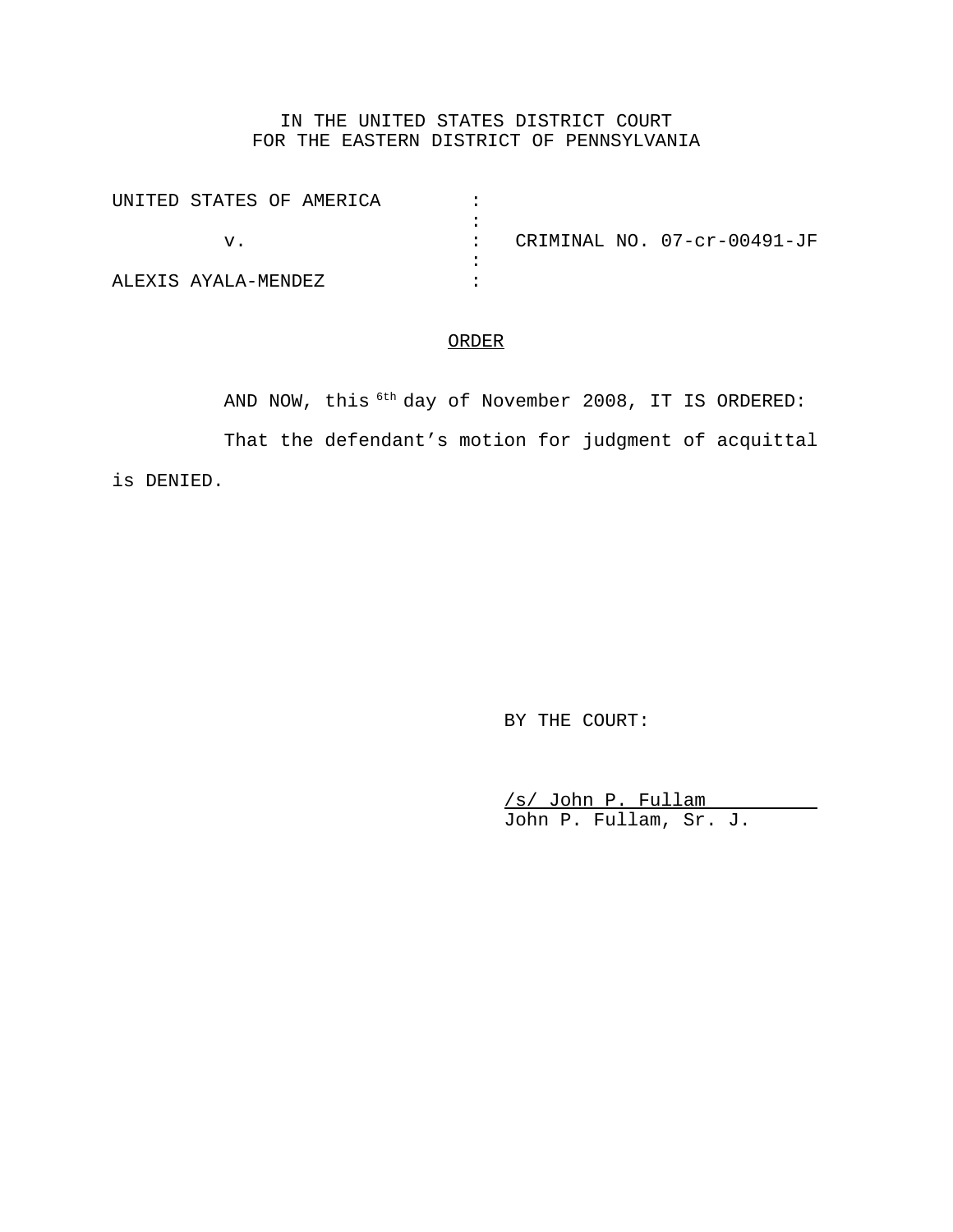IN THE UNITED STATES DISTRICT COURT
FOR THE EASTERN DISTRICT OF PENNSYLVANIA

| | | |
|---|---|---|
| UNITED STATES OF AMERICA | : | |
| | : | |
| v. | : | CRIMINAL NO. 07-cr-00491-JF |
| | : | |
| ALEXIS AYALA-MENDEZ | : | |

<u>ORDER</u>

AND NOW, this 6th day of November 2008, IT IS ORDERED:

That the defendant's motion for judgment of acquittal is DENIED.

BY THE COURT:

/s/ John P. Fullam
John P. Fullam, Sr. J.